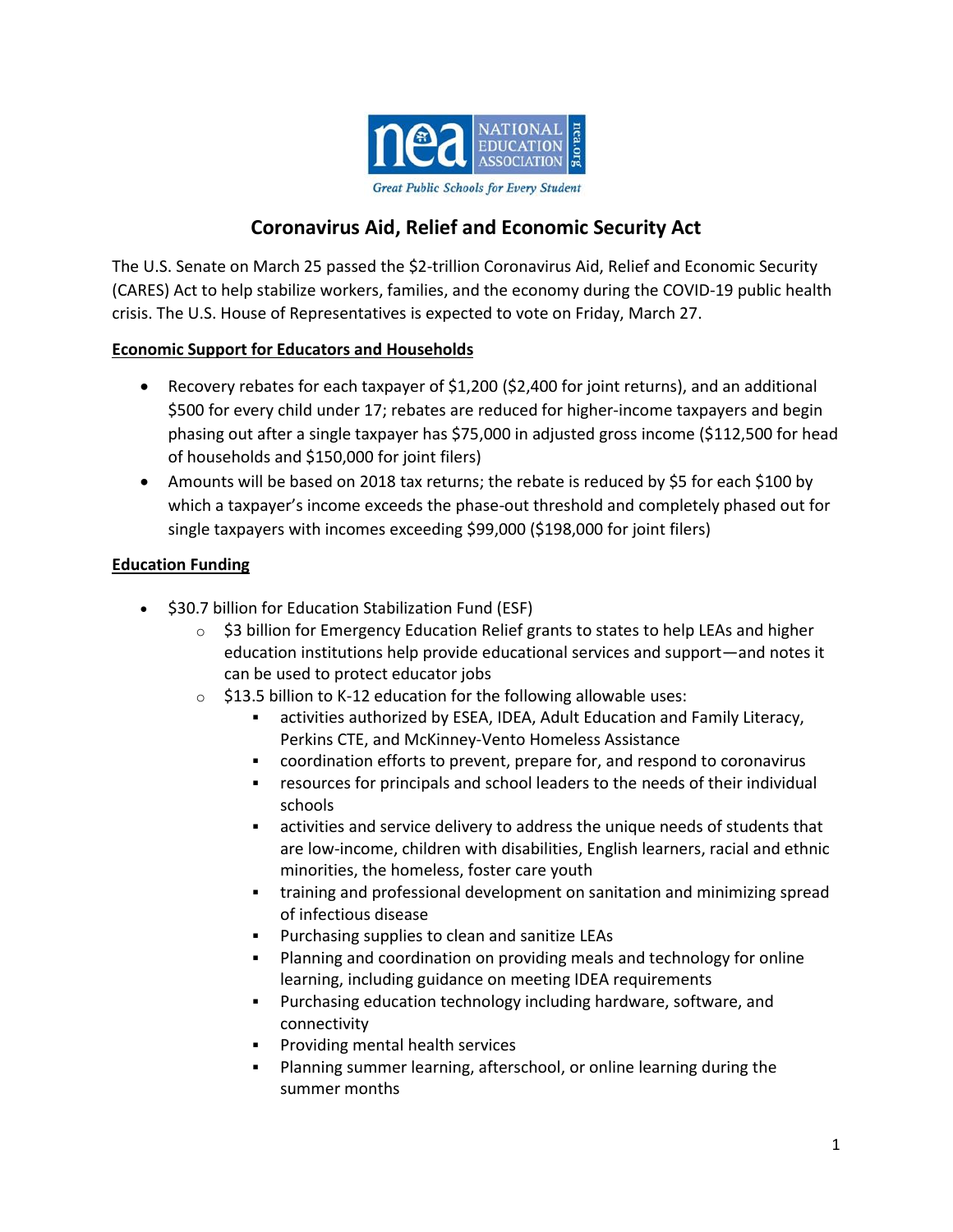# Coronavirus Aid, Relief and Economic Security Act

The U.S. Senate on March 25 passed the $2-trillion Coronavirus Aid, Relief and Economic Security (CARES) Act to help stabilize workers, families, and the economy during the COVID-19 public health crisis. The U.S. House of Representatives is expected to vote on Friday, March 27.

## Economic Support for Educators and Households

- Recovery rebates for each taxpayer of $1,200 ($2,400 for joint returns), and an additional $500 for every child under 17; rebates are reduced for higher-income taxpayers and begin phasing out after a single taxpayer has $75,000 in adjusted gross income ($112,500 for head of households and $150,000 for joint filers)
- Amounts will be based on 2018 tax returns; the rebate is reduced by $5 for each $100 by which a taxpayer's income exceeds the phase-out threshold and completely phased out for single taxpayers with incomes exceeding $99,000 ($198,000 for joint filers)

## Education Funding

- $30.7 billion for Education Stabilization Fund (ESF)
  - $3 billion for Emergency Education Relief grants to states to help LEAs and higher education institutions help provide educational services and support—and notes it can be used to protect educator jobs
  - $13.5 billion to K-12 education for the following allowable uses:
    - activities authorized by ESEA, IDEA, Adult Education and Family Literacy, Perkins CTE, and McKinney-Vento Homeless Assistance
    - coordination efforts to prevent, prepare for, and respond to coronavirus
    - resources for principals and school leaders to the needs of their individual schools
    - activities and service delivery to address the unique needs of students that are low-income, children with disabilities, English learners, racial and ethnic minorities, the homeless, foster care youth
    - training and professional development on sanitation and minimizing spread of infectious disease
    - Purchasing supplies to clean and sanitize LEAs
    - Planning and coordination on providing meals and technology for online learning, including guidance on meeting IDEA requirements
    - Purchasing education technology including hardware, software, and connectivity
    - Providing mental health services
    - Planning summer learning, afterschool, or online learning during the summer months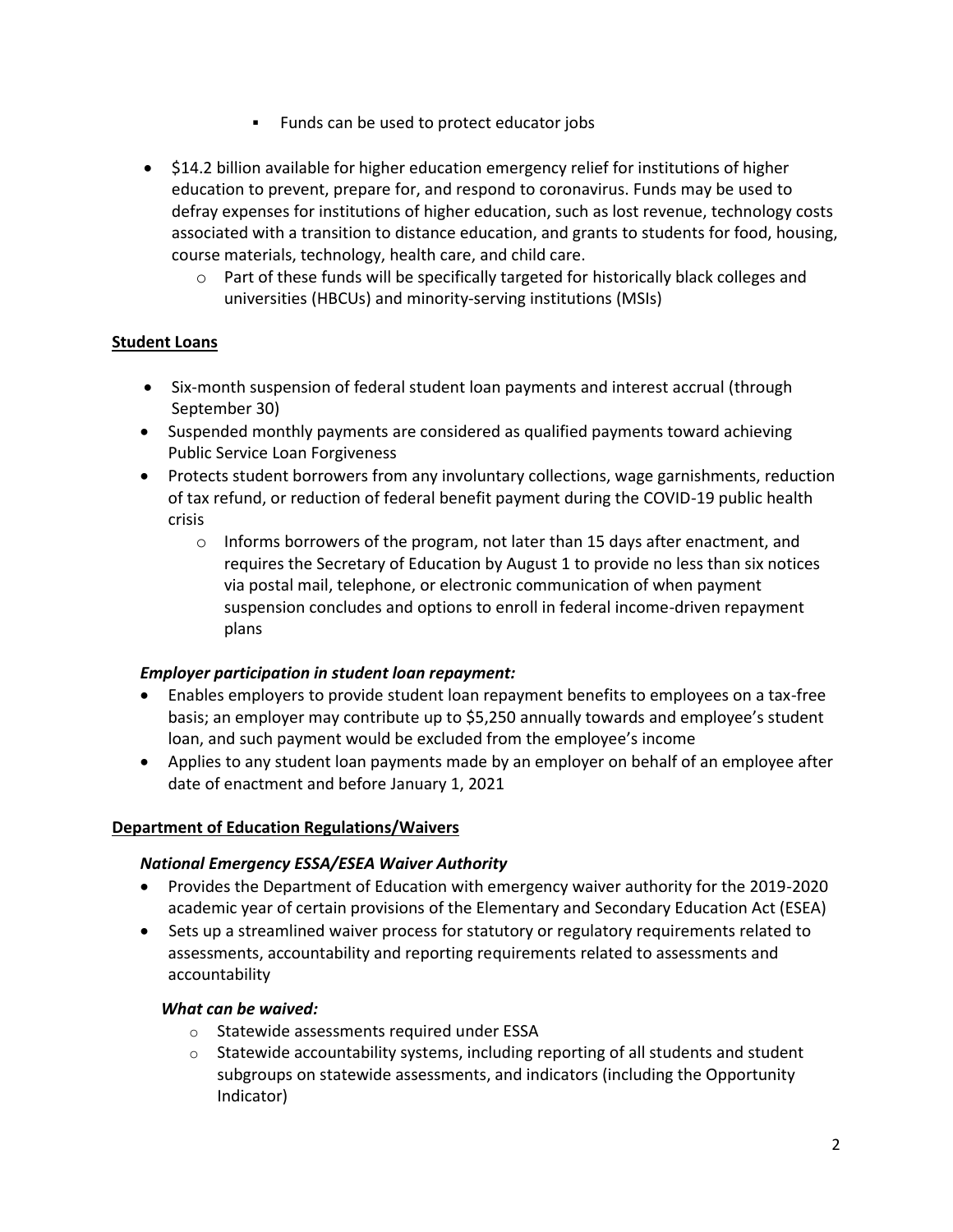- Funds can be used to protect educator jobs

- $14.2 billion available for higher education emergency relief for institutions of higher education to prevent, prepare for, and respond to coronavirus. Funds may be used to defray expenses for institutions of higher education, such as lost revenue, technology costs associated with a transition to distance education, and grants to students for food, housing, course materials, technology, health care, and child care.
    - Part of these funds will be specifically targeted for historically black colleges and universities (HBCUs) and minority-serving institutions (MSIs)

**Student Loans**

- Six-month suspension of federal student loan payments and interest accrual (through September 30)
- Suspended monthly payments are considered as qualified payments toward achieving Public Service Loan Forgiveness
- Protects student borrowers from any involuntary collections, wage garnishments, reduction of tax refund, or reduction of federal benefit payment during the COVID-19 public health crisis
    - Informs borrowers of the program, not later than 15 days after enactment, and requires the Secretary of Education by August 1 to provide no less than six notices via postal mail, telephone, or electronic communication of when payment suspension concludes and options to enroll in federal income-driven repayment plans

***Employer participation in student loan repayment:***

- Enables employers to provide student loan repayment benefits to employees on a tax-free basis; an employer may contribute up to $5,250 annually towards and employee's student loan, and such payment would be excluded from the employee's income
- Applies to any student loan payments made by an employer on behalf of an employee after date of enactment and before January 1, 2021

**Department of Education Regulations/Waivers**

***National Emergency ESSA/ESEA Waiver Authority***

- Provides the Department of Education with emergency waiver authority for the 2019-2020 academic year of certain provisions of the Elementary and Secondary Education Act (ESEA)
- Sets up a streamlined waiver process for statutory or regulatory requirements related to assessments, accountability and reporting requirements related to assessments and accountability

***What can be waived:***

- Statewide assessments required under ESSA
- Statewide accountability systems, including reporting of all students and student subgroups on statewide assessments, and indicators (including the Opportunity Indicator)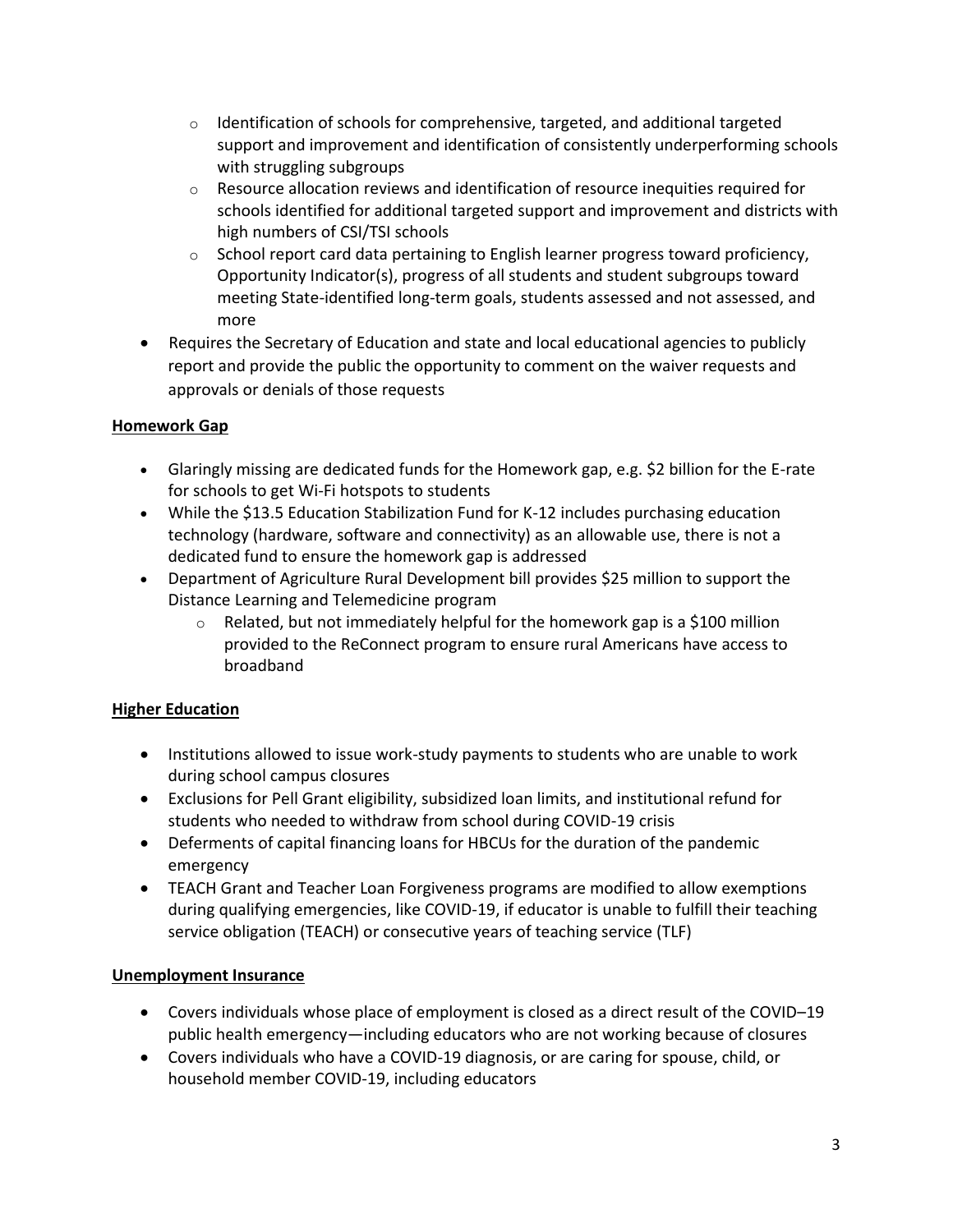- Identification of schools for comprehensive, targeted, and additional targeted support and improvement and identification of consistently underperforming schools with struggling subgroups
  - Resource allocation reviews and identification of resource inequities required for schools identified for additional targeted support and improvement and districts with high numbers of CSI/TSI schools
  - School report card data pertaining to English learner progress toward proficiency, Opportunity Indicator(s), progress of all students and student subgroups toward meeting State-identified long-term goals, students assessed and not assessed, and more
- Requires the Secretary of Education and state and local educational agencies to publicly report and provide the public the opportunity to comment on the waiver requests and approvals or denials of those requests

**Homework Gap**

- Glaringly missing are dedicated funds for the Homework gap, e.g. $2 billion for the E-rate for schools to get Wi-Fi hotspots to students
- While the $13.5 Education Stabilization Fund for K-12 includes purchasing education technology (hardware, software and connectivity) as an allowable use, there is not a dedicated fund to ensure the homework gap is addressed
- Department of Agriculture Rural Development bill provides $25 million to support the Distance Learning and Telemedicine program
  - Related, but not immediately helpful for the homework gap is a $100 million provided to the ReConnect program to ensure rural Americans have access to broadband

**Higher Education**

- Institutions allowed to issue work-study payments to students who are unable to work during school campus closures
- Exclusions for Pell Grant eligibility, subsidized loan limits, and institutional refund for students who needed to withdraw from school during COVID-19 crisis
- Deferments of capital financing loans for HBCUs for the duration of the pandemic emergency
- TEACH Grant and Teacher Loan Forgiveness programs are modified to allow exemptions during qualifying emergencies, like COVID-19, if educator is unable to fulfill their teaching service obligation (TEACH) or consecutive years of teaching service (TLF)

**Unemployment Insurance**

- Covers individuals whose place of employment is closed as a direct result of the COVID–19 public health emergency—including educators who are not working because of closures
- Covers individuals who have a COVID-19 diagnosis, or are caring for spouse, child, or household member COVID-19, including educators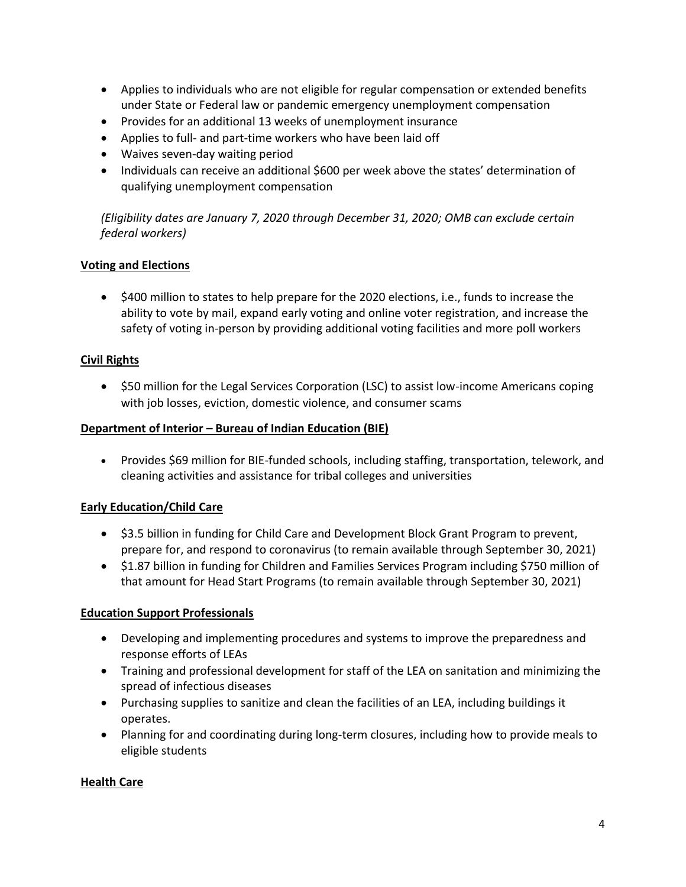- Applies to individuals who are not eligible for regular compensation or extended benefits under State or Federal law or pandemic emergency unemployment compensation
- Provides for an additional 13 weeks of unemployment insurance
- Applies to full- and part-time workers who have been laid off
- Waives seven-day waiting period
- Individuals can receive an additional $600 per week above the states' determination of qualifying unemployment compensation

*(Eligibility dates are January 7, 2020 through December 31, 2020; OMB can exclude certain federal workers)*

**Voting and Elections**

- $400 million to states to help prepare for the 2020 elections, i.e., funds to increase the ability to vote by mail, expand early voting and online voter registration, and increase the safety of voting in-person by providing additional voting facilities and more poll workers

**Civil Rights**

- $50 million for the Legal Services Corporation (LSC) to assist low-income Americans coping with job losses, eviction, domestic violence, and consumer scams

**Department of Interior – Bureau of Indian Education (BIE)**

- Provides $69 million for BIE-funded schools, including staffing, transportation, telework, and cleaning activities and assistance for tribal colleges and universities

**Early Education/Child Care**

- $3.5 billion in funding for Child Care and Development Block Grant Program to prevent, prepare for, and respond to coronavirus (to remain available through September 30, 2021)
- $1.87 billion in funding for Children and Families Services Program including $750 million of that amount for Head Start Programs (to remain available through September 30, 2021)

**Education Support Professionals**

- Developing and implementing procedures and systems to improve the preparedness and response efforts of LEAs
- Training and professional development for staff of the LEA on sanitation and minimizing the spread of infectious diseases
- Purchasing supplies to sanitize and clean the facilities of an LEA, including buildings it operates.
- Planning for and coordinating during long-term closures, including how to provide meals to eligible students

**Health Care**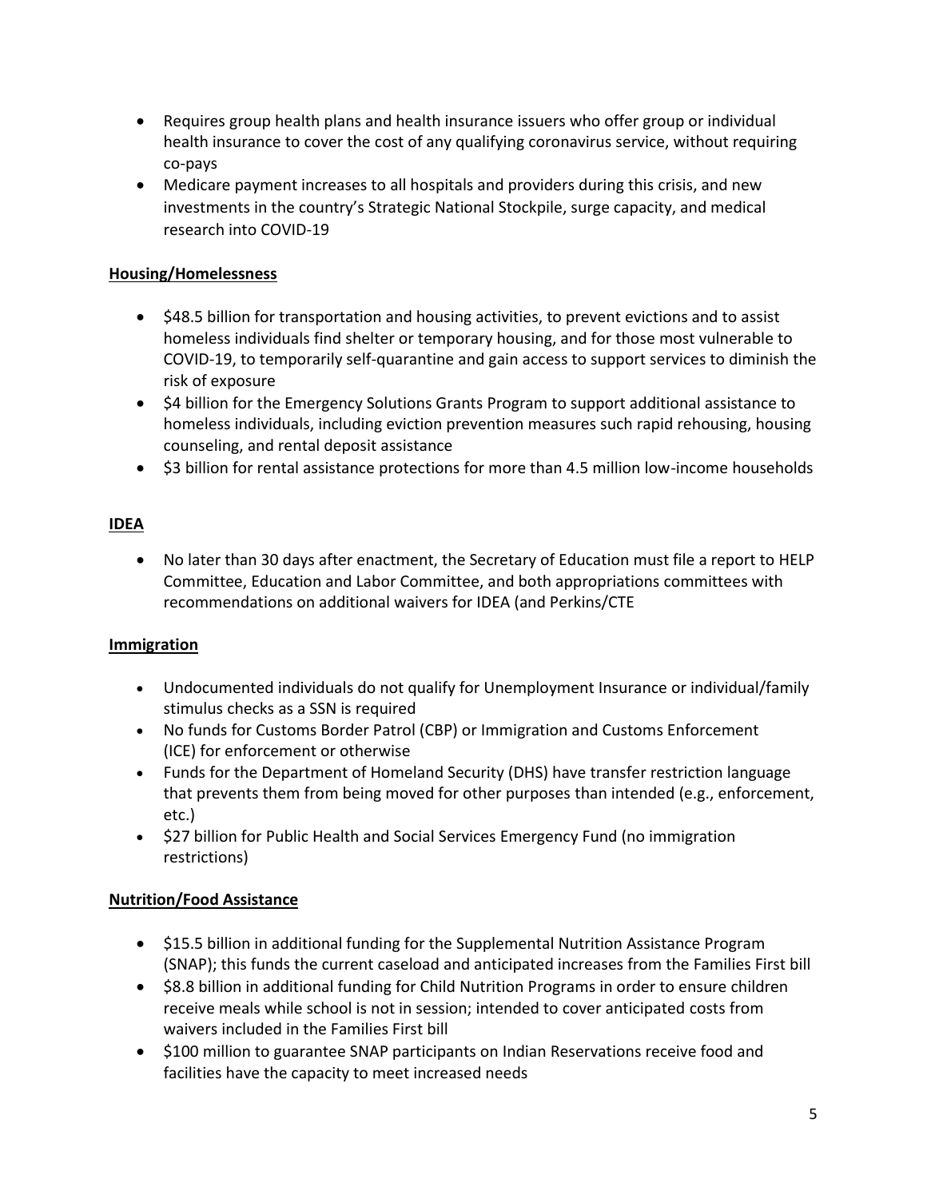- Requires group health plans and health insurance issuers who offer group or individual health insurance to cover the cost of any qualifying coronavirus service, without requiring co-pays
- Medicare payment increases to all hospitals and providers during this crisis, and new investments in the country's Strategic National Stockpile, surge capacity, and medical research into COVID-19

**Housing/Homelessness**

- $48.5 billion for transportation and housing activities, to prevent evictions and to assist homeless individuals find shelter or temporary housing, and for those most vulnerable to COVID-19, to temporarily self-quarantine and gain access to support services to diminish the risk of exposure
- $4 billion for the Emergency Solutions Grants Program to support additional assistance to homeless individuals, including eviction prevention measures such rapid rehousing, housing counseling, and rental deposit assistance
- $3 billion for rental assistance protections for more than 4.5 million low-income households

**IDEA**

- No later than 30 days after enactment, the Secretary of Education must file a report to HELP Committee, Education and Labor Committee, and both appropriations committees with recommendations on additional waivers for IDEA (and Perkins/CTE

**Immigration**

- Undocumented individuals do not qualify for Unemployment Insurance or individual/family stimulus checks as a SSN is required
- No funds for Customs Border Patrol (CBP) or Immigration and Customs Enforcement (ICE) for enforcement or otherwise
- Funds for the Department of Homeland Security (DHS) have transfer restriction language that prevents them from being moved for other purposes than intended (e.g., enforcement, etc.)
- $27 billion for Public Health and Social Services Emergency Fund (no immigration restrictions)

**Nutrition/Food Assistance**

- $15.5 billion in additional funding for the Supplemental Nutrition Assistance Program (SNAP); this funds the current caseload and anticipated increases from the Families First bill
- $8.8 billion in additional funding for Child Nutrition Programs in order to ensure children receive meals while school is not in session; intended to cover anticipated costs from waivers included in the Families First bill
- $100 million to guarantee SNAP participants on Indian Reservations receive food and facilities have the capacity to meet increased needs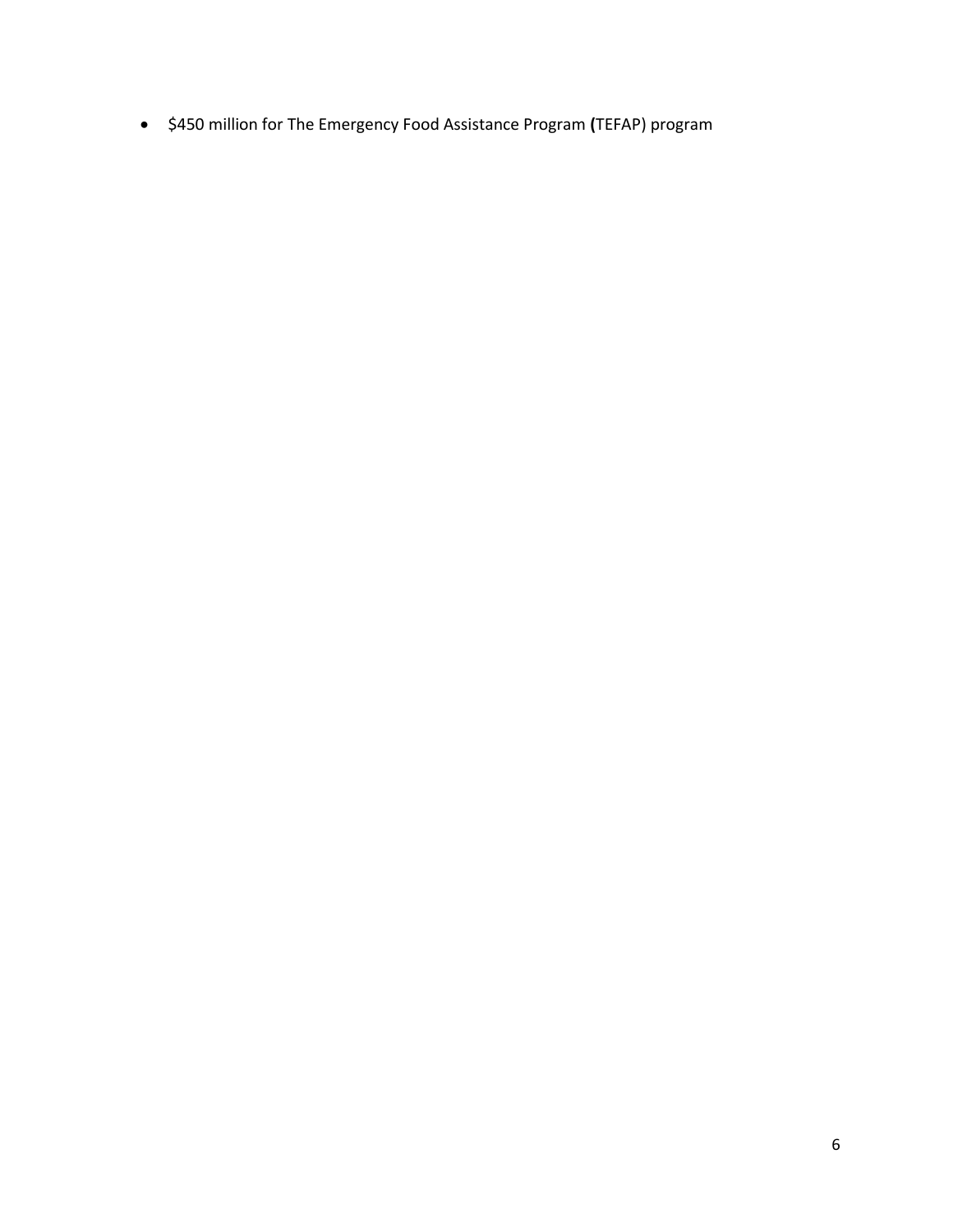- $450 million for The Emergency Food Assistance Program **(**TEFAP) program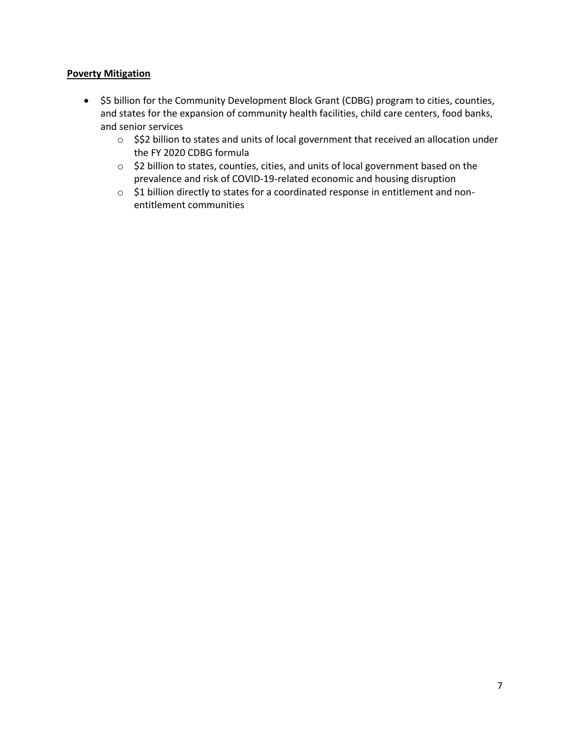**Poverty Mitigation**

- $5 billion for the Community Development Block Grant (CDBG) program to cities, counties, and states for the expansion of community health facilities, child care centers, food banks, and senior services
  - $$2 billion to states and units of local government that received an allocation under the FY 2020 CDBG formula
  - $2 billion to states, counties, cities, and units of local government based on the prevalence and risk of COVID-19-related economic and housing disruption
  - $1 billion directly to states for a coordinated response in entitlement and non-entitlement communities